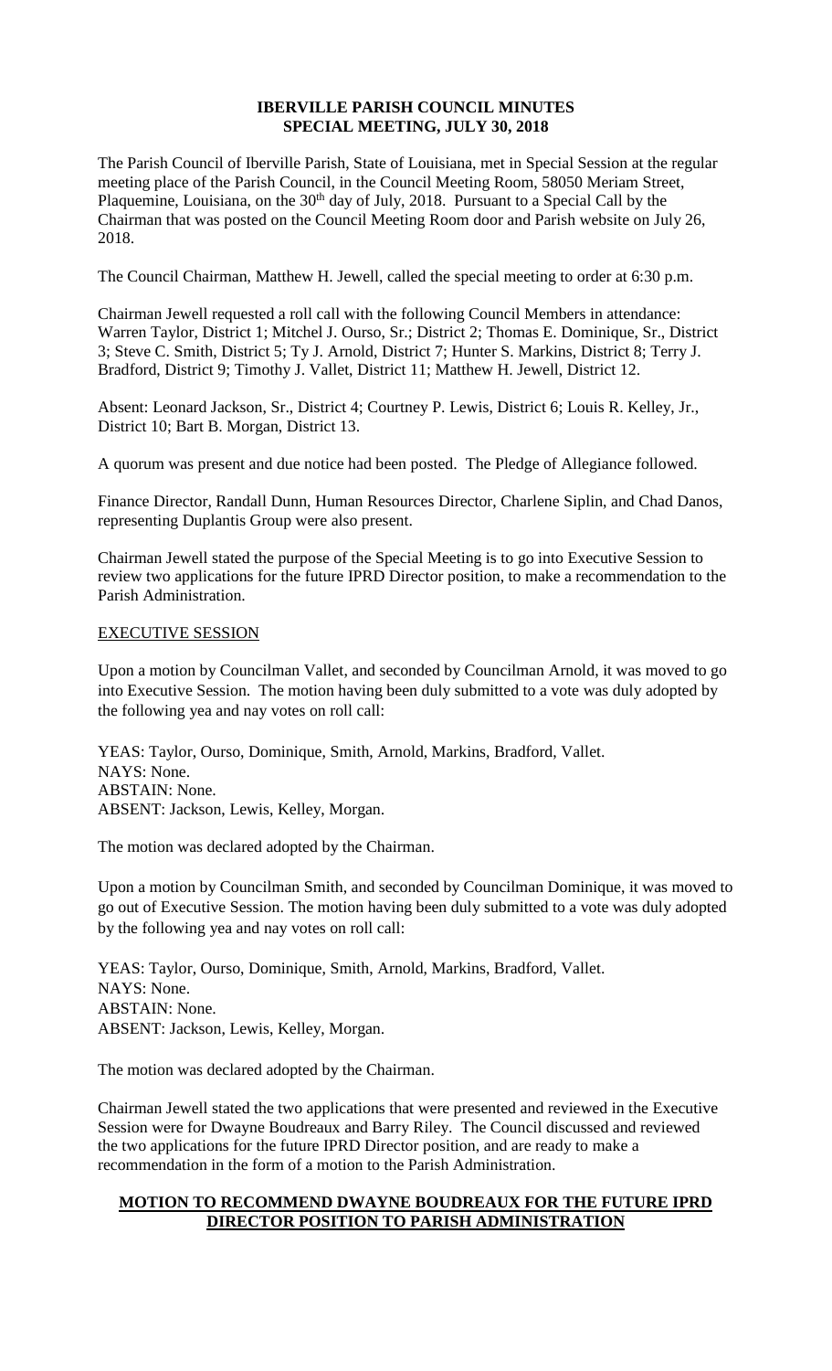# IBERVILLE PARISH COUNCIL MINUTES
# SPECIAL MEETING, JULY 30, 2018

The Parish Council of Iberville Parish, State of Louisiana, met in Special Session at the regular meeting place of the Parish Council, in the Council Meeting Room, 58050 Meriam Street, Plaquemine, Louisiana, on the 30th day of July, 2018. Pursuant to a Special Call by the Chairman that was posted on the Council Meeting Room door and Parish website on July 26, 2018.

The Council Chairman, Matthew H. Jewell, called the special meeting to order at 6:30 p.m.

Chairman Jewell requested a roll call with the following Council Members in attendance: Warren Taylor, District 1; Mitchel J. Ourso, Sr.; District 2; Thomas E. Dominique, Sr., District 3; Steve C. Smith, District 5; Ty J. Arnold, District 7; Hunter S. Markins, District 8; Terry J. Bradford, District 9; Timothy J. Vallet, District 11; Matthew H. Jewell, District 12.

Absent: Leonard Jackson, Sr., District 4; Courtney P. Lewis, District 6; Louis R. Kelley, Jr., District 10; Bart B. Morgan, District 13.

A quorum was present and due notice had been posted. The Pledge of Allegiance followed.

Finance Director, Randall Dunn, Human Resources Director, Charlene Siplin, and Chad Danos, representing Duplantis Group were also present.

Chairman Jewell stated the purpose of the Special Meeting is to go into Executive Session to review two applications for the future IPRD Director position, to make a recommendation to the Parish Administration.

## EXECUTIVE SESSION

Upon a motion by Councilman Vallet, and seconded by Councilman Arnold, it was moved to go into Executive Session. The motion having been duly submitted to a vote was duly adopted by the following yea and nay votes on roll call:

YEAS: Taylor, Ourso, Dominique, Smith, Arnold, Markins, Bradford, Vallet.
NAYS: None.
ABSTAIN: None.
ABSENT: Jackson, Lewis, Kelley, Morgan.

The motion was declared adopted by the Chairman.

Upon a motion by Councilman Smith, and seconded by Councilman Dominique, it was moved to go out of Executive Session. The motion having been duly submitted to a vote was duly adopted by the following yea and nay votes on roll call:

YEAS: Taylor, Ourso, Dominique, Smith, Arnold, Markins, Bradford, Vallet.
NAYS: None.
ABSTAIN: None.
ABSENT: Jackson, Lewis, Kelley, Morgan.

The motion was declared adopted by the Chairman.

Chairman Jewell stated the two applications that were presented and reviewed in the Executive Session were for Dwayne Boudreaux and Barry Riley. The Council discussed and reviewed the two applications for the future IPRD Director position, and are ready to make a recommendation in the form of a motion to the Parish Administration.

## MOTION TO RECOMMEND DWAYNE BOUDREAUX FOR THE FUTURE IPRD DIRECTOR POSITION TO PARISH ADMINISTRATION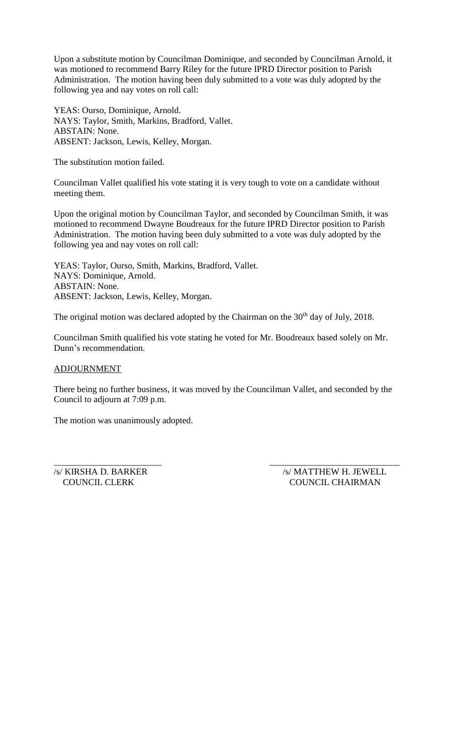Upon a substitute motion by Councilman Dominique, and seconded by Councilman Arnold, it was motioned to recommend Barry Riley for the future IPRD Director position to Parish Administration. The motion having been duly submitted to a vote was duly adopted by the following yea and nay votes on roll call:

YEAS: Ourso, Dominique, Arnold.
NAYS: Taylor, Smith, Markins, Bradford, Vallet.
ABSTAIN: None.
ABSENT: Jackson, Lewis, Kelley, Morgan.

The substitution motion failed.

Councilman Vallet qualified his vote stating it is very tough to vote on a candidate without meeting them.

Upon the original motion by Councilman Taylor, and seconded by Councilman Smith, it was motioned to recommend Dwayne Boudreaux for the future IPRD Director position to Parish Administration. The motion having been duly submitted to a vote was duly adopted by the following yea and nay votes on roll call:

YEAS: Taylor, Ourso, Smith, Markins, Bradford, Vallet.
NAYS: Dominique, Arnold.
ABSTAIN: None.
ABSENT: Jackson, Lewis, Kelley, Morgan.

The original motion was declared adopted by the Chairman on the 30th day of July, 2018.

Councilman Smith qualified his vote stating he voted for Mr. Boudreaux based solely on Mr. Dunn's recommendation.

ADJOURNMENT

There being no further business, it was moved by the Councilman Vallet, and seconded by the Council to adjourn at 7:09 p.m.

The motion was unanimously adopted.

\_\_\_\_\_\_\_\_\_\_\_\_\_\_\_\_\_\_\_\_\_\_\_\_
/s/ KIRSHA D. BARKER
COUNCIL CLERK

\_\_\_\_\_\_\_\_\_\_\_\_\_\_\_\_\_\_\_\_\_\_\_\_
/s/ MATTHEW H. JEWELL
COUNCIL CHAIRMAN